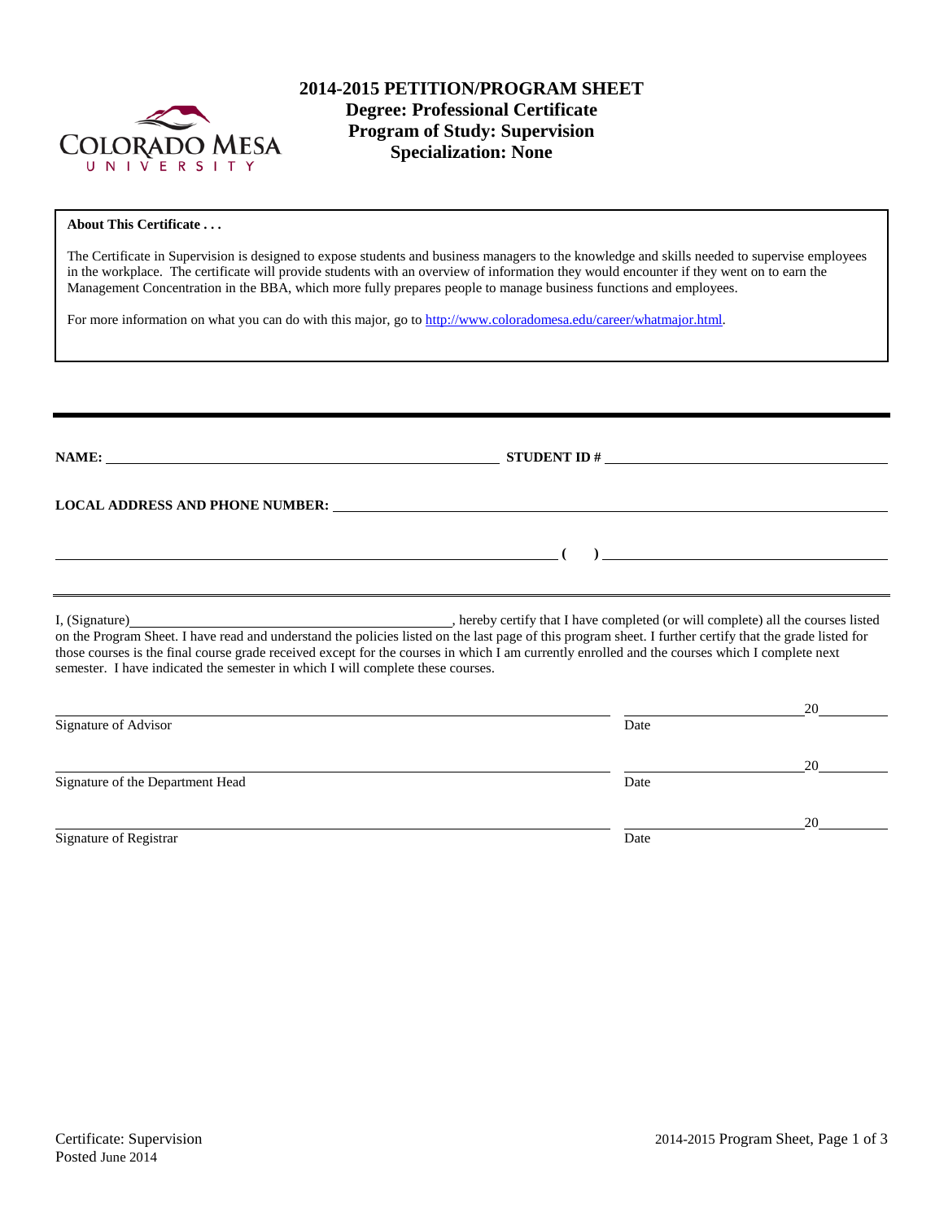# 2014-2015 PETITION/PROGRAM SHEET
## Degree: Professional Certificate
## Program of Study: Supervision
## Specialization: None

**About This Certificate . . .**

The Certificate in Supervision is designed to expose students and business managers to the knowledge and skills needed to supervise employees in the workplace. The certificate will provide students with an overview of information they would encounter if they went on to earn the Management Concentration in the BBA, which more fully prepares people to manage business functions and employees.

For more information on what you can do with this major, go to http://www.coloradomesa.edu/career/whatmajor.html.

---

**NAME:** ______________________________ **STUDENT ID #** ______________________________

**LOCAL ADDRESS AND PHONE NUMBER:** ______________________________

______________________________ **( )** ______________________________

---

I, (Signature)______________________________, hereby certify that I have completed (or will complete) all the courses listed on the Program Sheet. I have read and understand the policies listed on the last page of this program sheet. I further certify that the grade listed for those courses is the final course grade received except for the courses in which I am currently enrolled and the courses which I complete next semester. I have indicated the semester in which I will complete these courses.

______________________________ ______________20______
Signature of Advisor Date

______________________________ ______________20______
Signature of the Department Head Date

______________________________ ______________20______
Signature of Registrar Date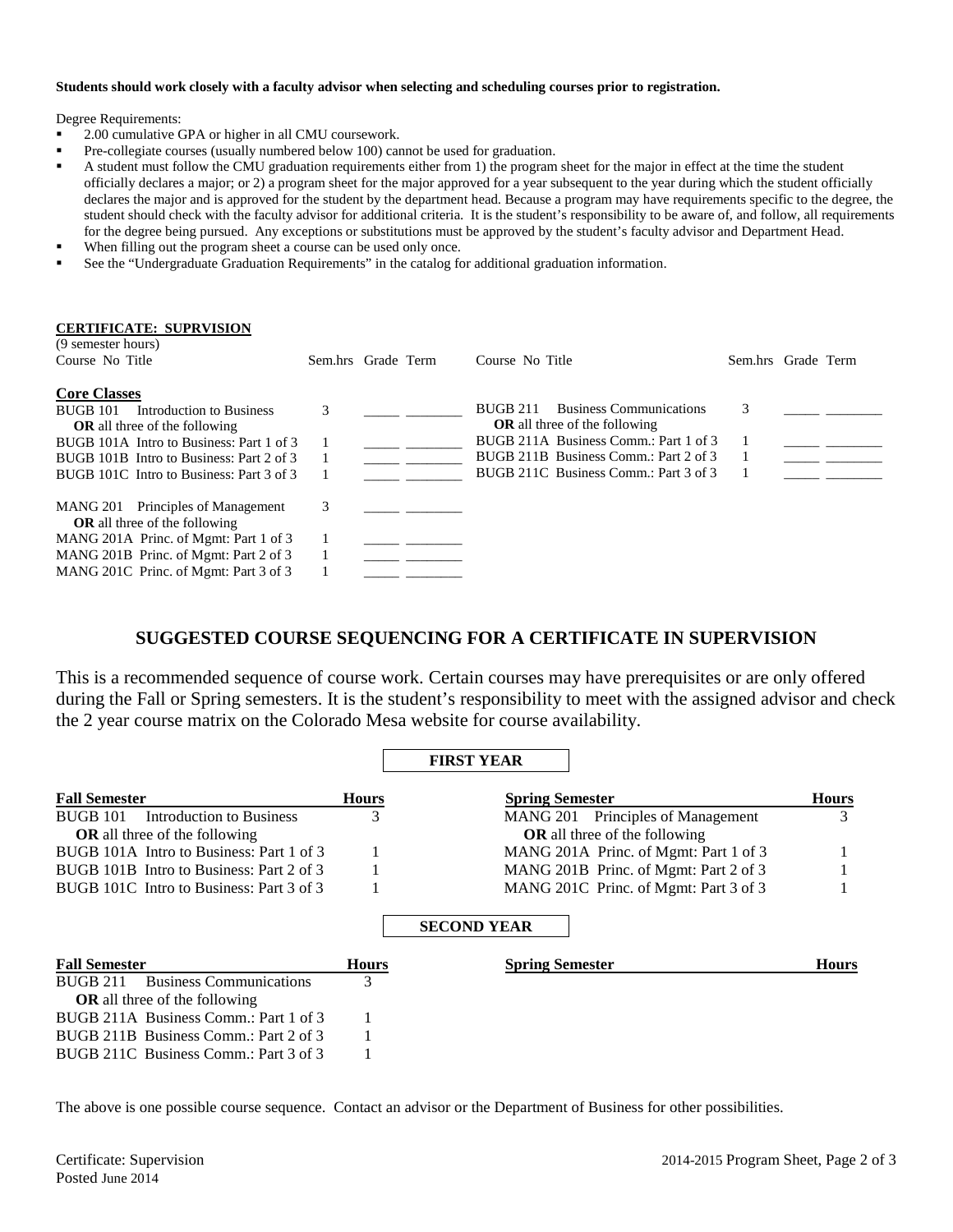**Students should work closely with a faculty advisor when selecting and scheduling courses prior to registration.**

Degree Requirements:

- 2.00 cumulative GPA or higher in all CMU coursework.
- Pre-collegiate courses (usually numbered below 100) cannot be used for graduation.
- A student must follow the CMU graduation requirements either from 1) the program sheet for the major in effect at the time the student officially declares a major; or 2) a program sheet for the major approved for a year subsequent to the year during which the student officially declares the major and is approved for the student by the department head. Because a program may have requirements specific to the degree, the student should check with the faculty advisor for additional criteria. It is the student's responsibility to be aware of, and follow, all requirements for the degree being pursued. Any exceptions or substitutions must be approved by the student's faculty advisor and Department Head.
- When filling out the program sheet a course can be used only once.
- See the "Undergraduate Graduation Requirements" in the catalog for additional graduation information.

**CERTIFICATE: SUPRVISION**

(9 semester hours)

| Course No Title | Sem.hrs | Grade | Term |
|---|---|---|---|
| **Core Classes** | | | |
| BUGB 101 Introduction to Business | 3 | _____ | ________ |
| **OR** all three of the following | | | |
| BUGB 101A Intro to Business: Part 1 of 3 | 1 | _____ | ________ |
| BUGB 101B Intro to Business: Part 2 of 3 | 1 | _____ | ________ |
| BUGB 101C Intro to Business: Part 3 of 3 | 1 | _____ | ________ |
| MANG 201 Principles of Management | 3 | _____ | ________ |
| **OR** all three of the following | | | |
| MANG 201A Princ. of Mgmt: Part 1 of 3 | 1 | _____ | ________ |
| MANG 201B Princ. of Mgmt: Part 2 of 3 | 1 | _____ | ________ |
| MANG 201C Princ. of Mgmt: Part 3 of 3 | 1 | _____ | ________ |
| BUGB 211 Business Communications | 3 | _____ | ________ |
| **OR** all three of the following | | | |
| BUGB 211A Business Comm.: Part 1 of 3 | 1 | _____ | ________ |
| BUGB 211B Business Comm.: Part 2 of 3 | 1 | _____ | ________ |
| BUGB 211C Business Comm.: Part 3 of 3 | 1 | _____ | ________ |

## SUGGESTED COURSE SEQUENCING FOR A CERTIFICATE IN SUPERVISION

This is a recommended sequence of course work. Certain courses may have prerequisites or are only offered during the Fall or Spring semesters. It is the student's responsibility to meet with the assigned advisor and check the 2 year course matrix on the Colorado Mesa website for course availability.

### FIRST YEAR

| Fall Semester | Hours | Spring Semester | Hours |
|---|---|---|---|
| BUGB 101 Introduction to Business | 3 | MANG 201 Principles of Management | 3 |
| **OR** all three of the following | | **OR** all three of the following | |
| BUGB 101A Intro to Business: Part 1 of 3 | 1 | MANG 201A Princ. of Mgmt: Part 1 of 3 | 1 |
| BUGB 101B Intro to Business: Part 2 of 3 | 1 | MANG 201B Princ. of Mgmt: Part 2 of 3 | 1 |
| BUGB 101C Intro to Business: Part 3 of 3 | 1 | MANG 201C Princ. of Mgmt: Part 3 of 3 | 1 |

### SECOND YEAR

| Fall Semester | Hours | Spring Semester | Hours |
|---|---|---|---|
| BUGB 211 Business Communications | 3 | | |
| **OR** all three of the following | | | |
| BUGB 211A Business Comm.: Part 1 of 3 | 1 | | |
| BUGB 211B Business Comm.: Part 2 of 3 | 1 | | |
| BUGB 211C Business Comm.: Part 3 of 3 | 1 | | |

The above is one possible course sequence. Contact an advisor or the Department of Business for other possibilities.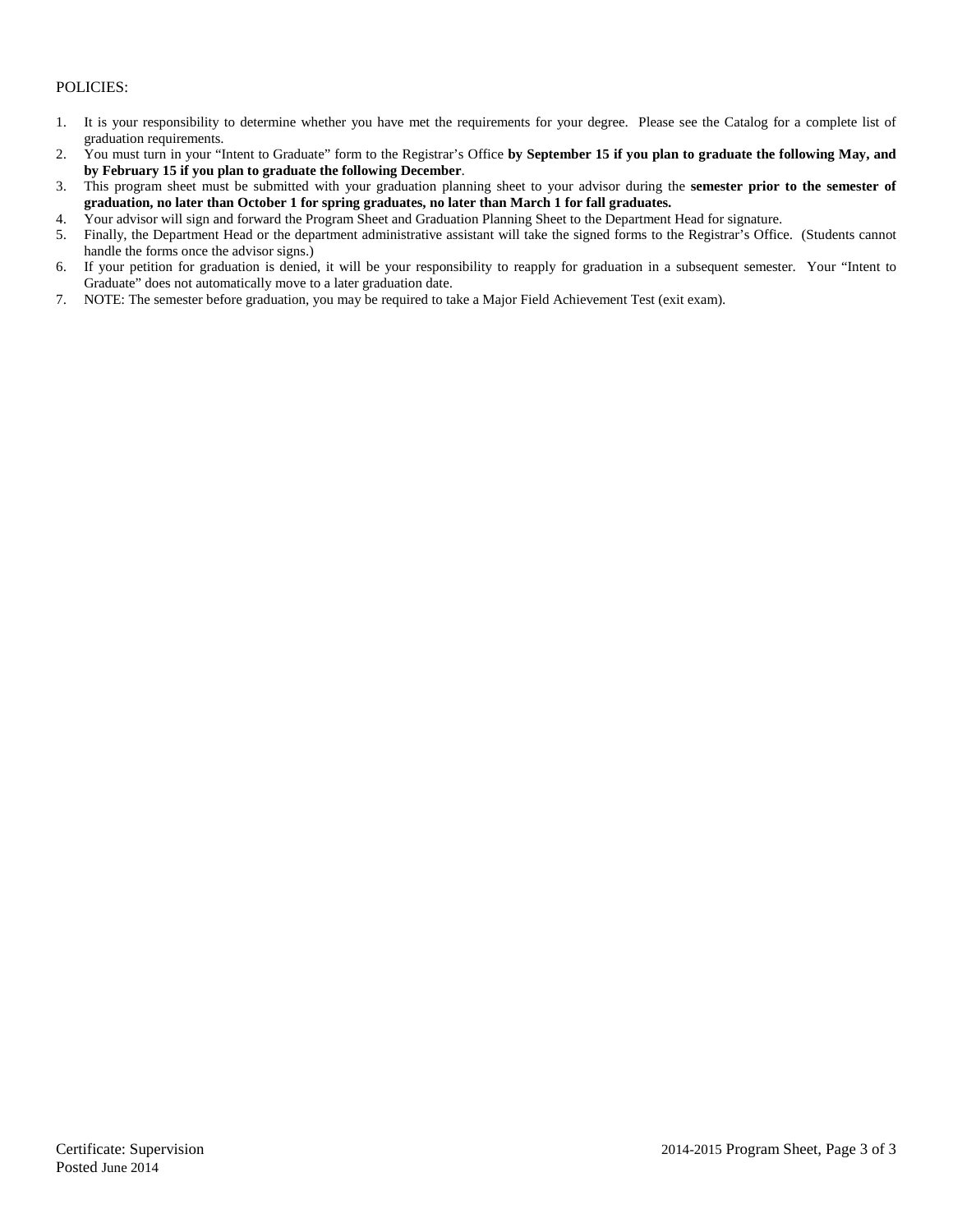POLICIES:

1. It is your responsibility to determine whether you have met the requirements for your degree. Please see the Catalog for a complete list of graduation requirements.
2. You must turn in your "Intent to Graduate" form to the Registrar's Office **by September 15 if you plan to graduate the following May, and by February 15 if you plan to graduate the following December**.
3. This program sheet must be submitted with your graduation planning sheet to your advisor during the **semester prior to the semester of graduation, no later than October 1 for spring graduates, no later than March 1 for fall graduates.**
4. Your advisor will sign and forward the Program Sheet and Graduation Planning Sheet to the Department Head for signature.
5. Finally, the Department Head or the department administrative assistant will take the signed forms to the Registrar's Office. (Students cannot handle the forms once the advisor signs.)
6. If your petition for graduation is denied, it will be your responsibility to reapply for graduation in a subsequent semester. Your "Intent to Graduate" does not automatically move to a later graduation date.
7. NOTE: The semester before graduation, you may be required to take a Major Field Achievement Test (exit exam).